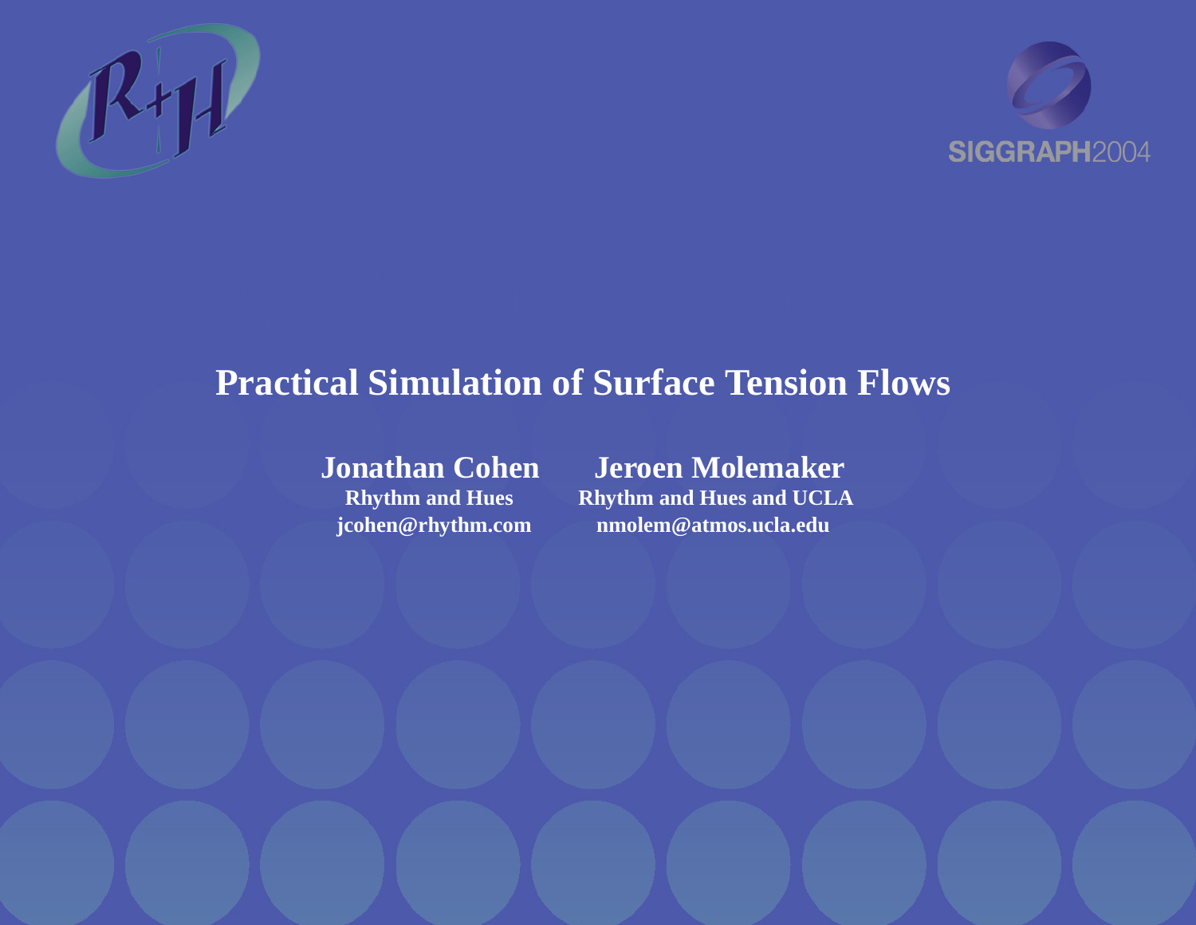# Practical Simulation of Surface Tension Flows

**Jonathan Cohen**
**Rhythm and Hues**
**jcohen@rhythm.com**

**Jeroen Molemaker**
**Rhythm and Hues and UCLA**
**nmolem@atmos.ucla.edu**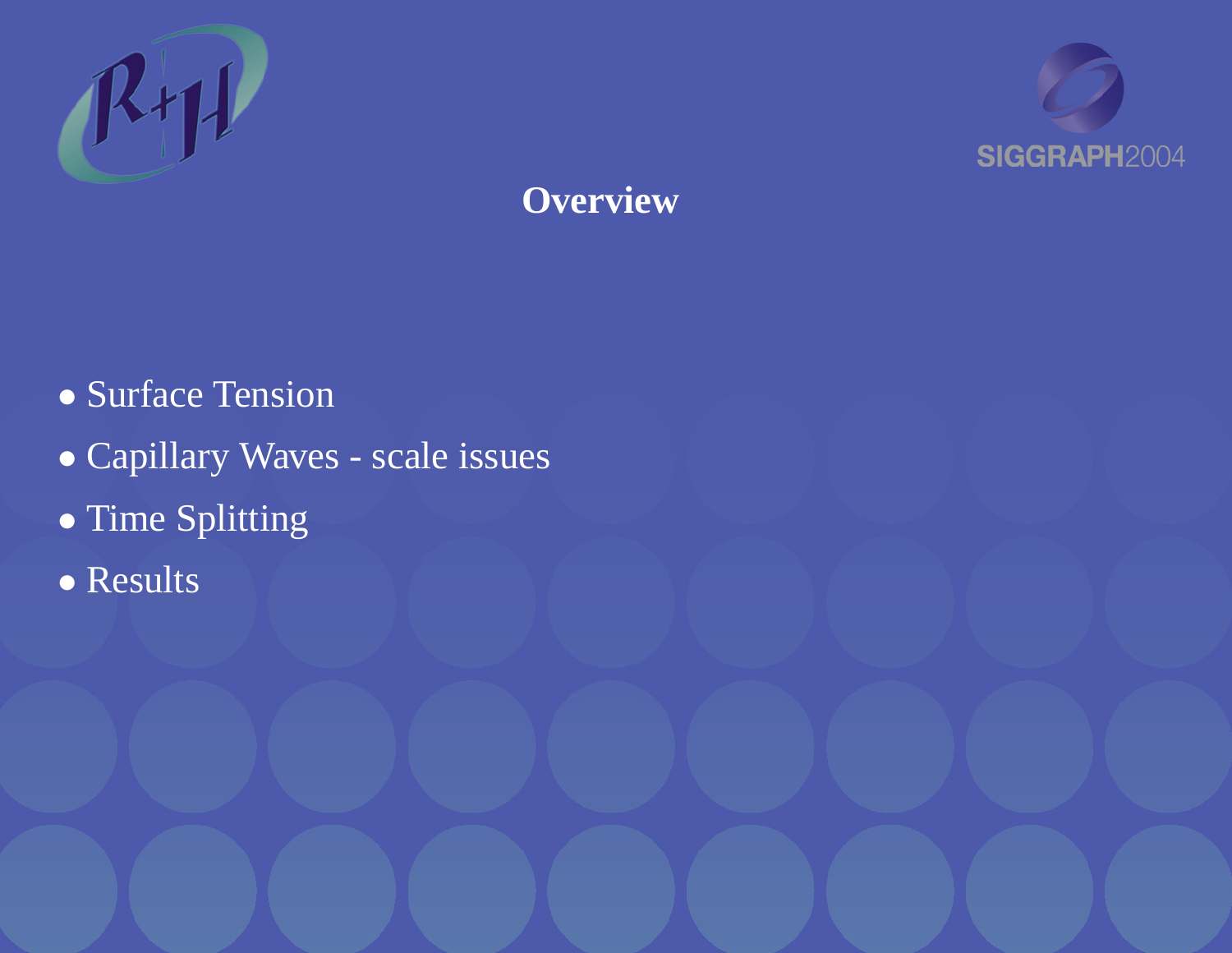## Overview

- Surface Tension
- Capillary Waves - scale issues
- Time Splitting
- Results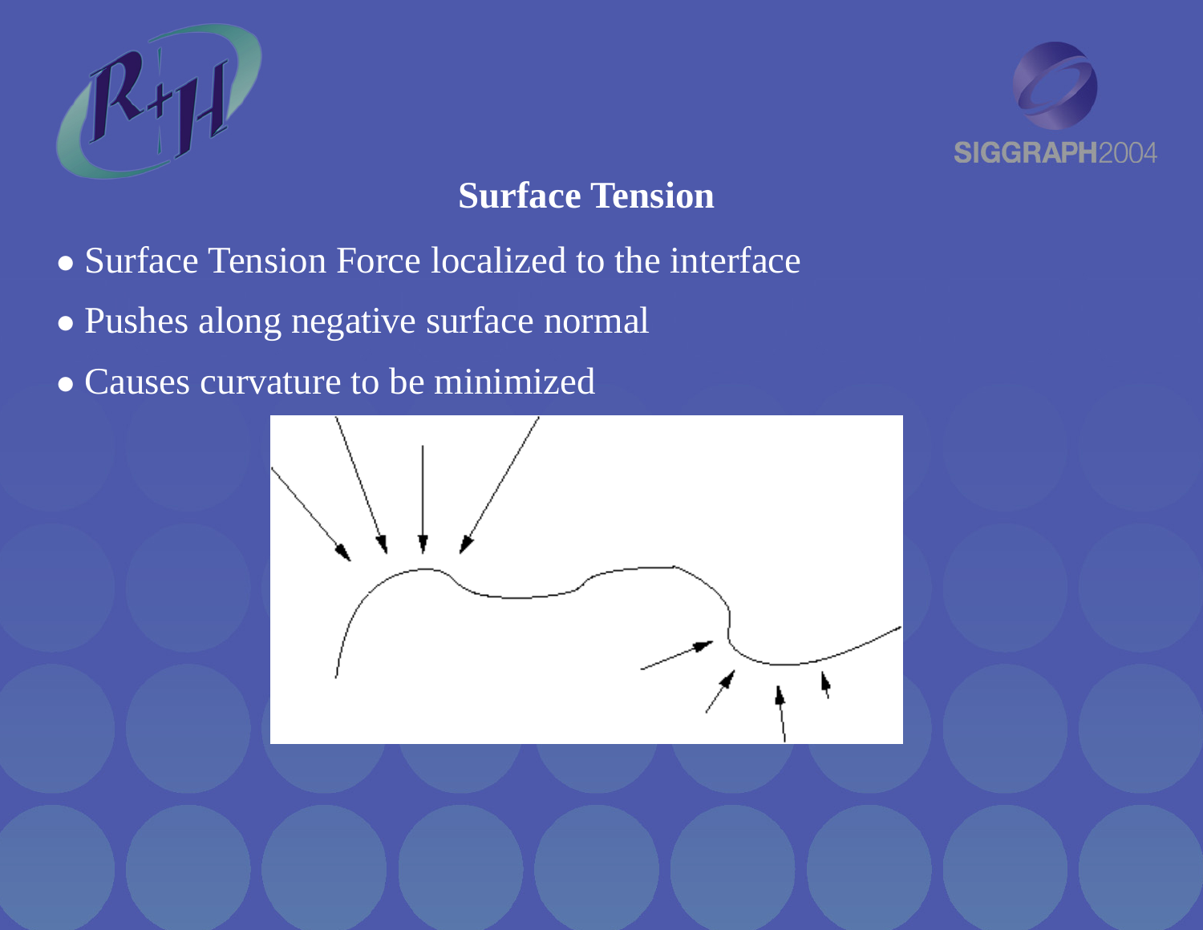## Surface Tension

- Surface Tension Force localized to the interface
- Pushes along negative surface normal
- Causes curvature to be minimized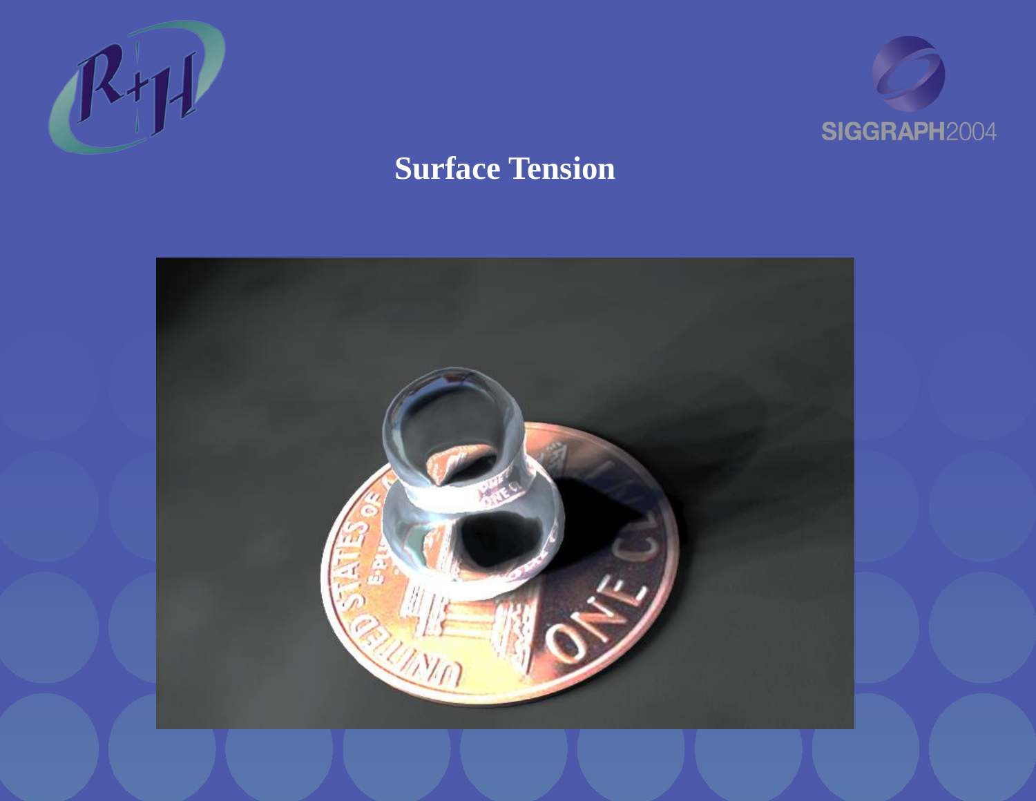# Surface Tension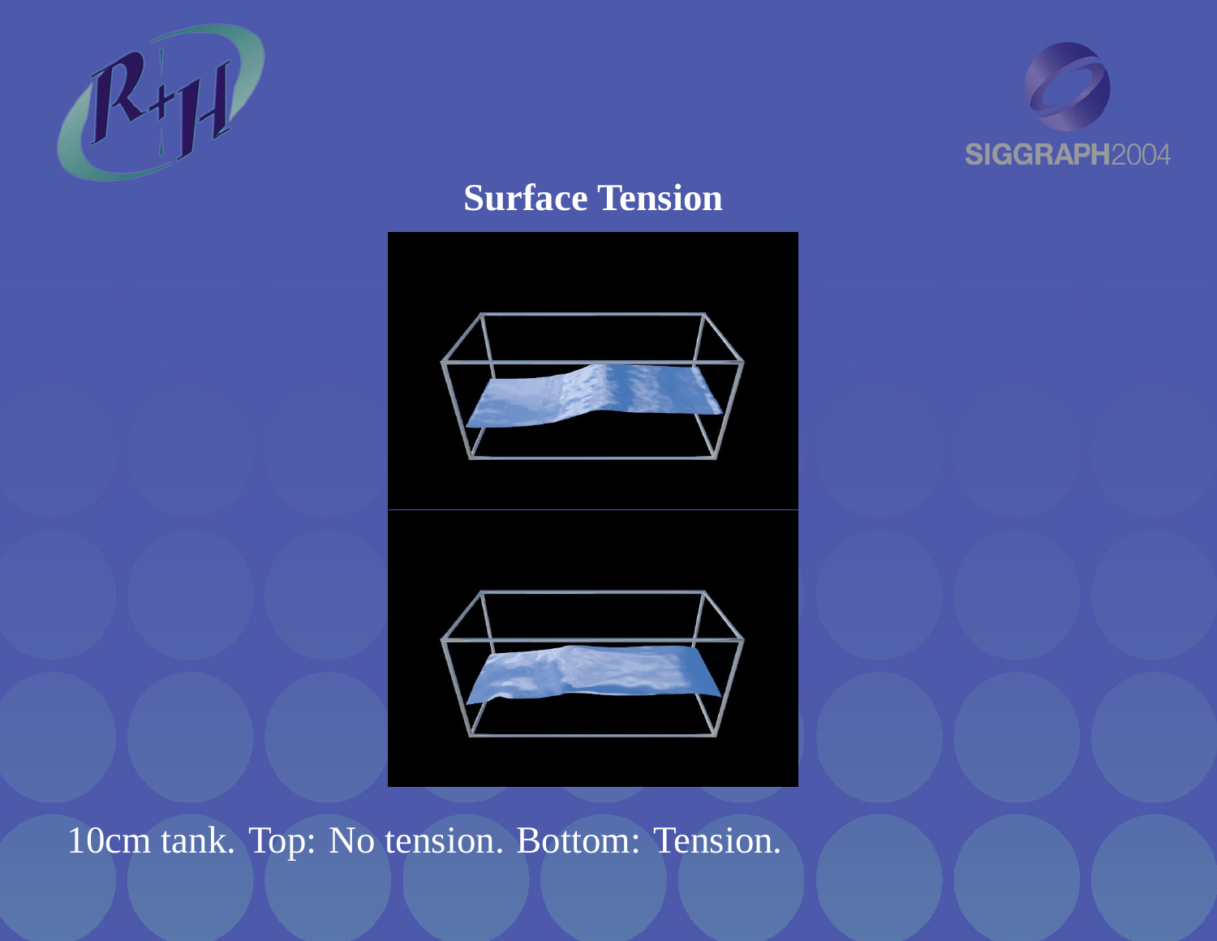# Surface Tension

10cm tank. Top: No tension. Bottom: Tension.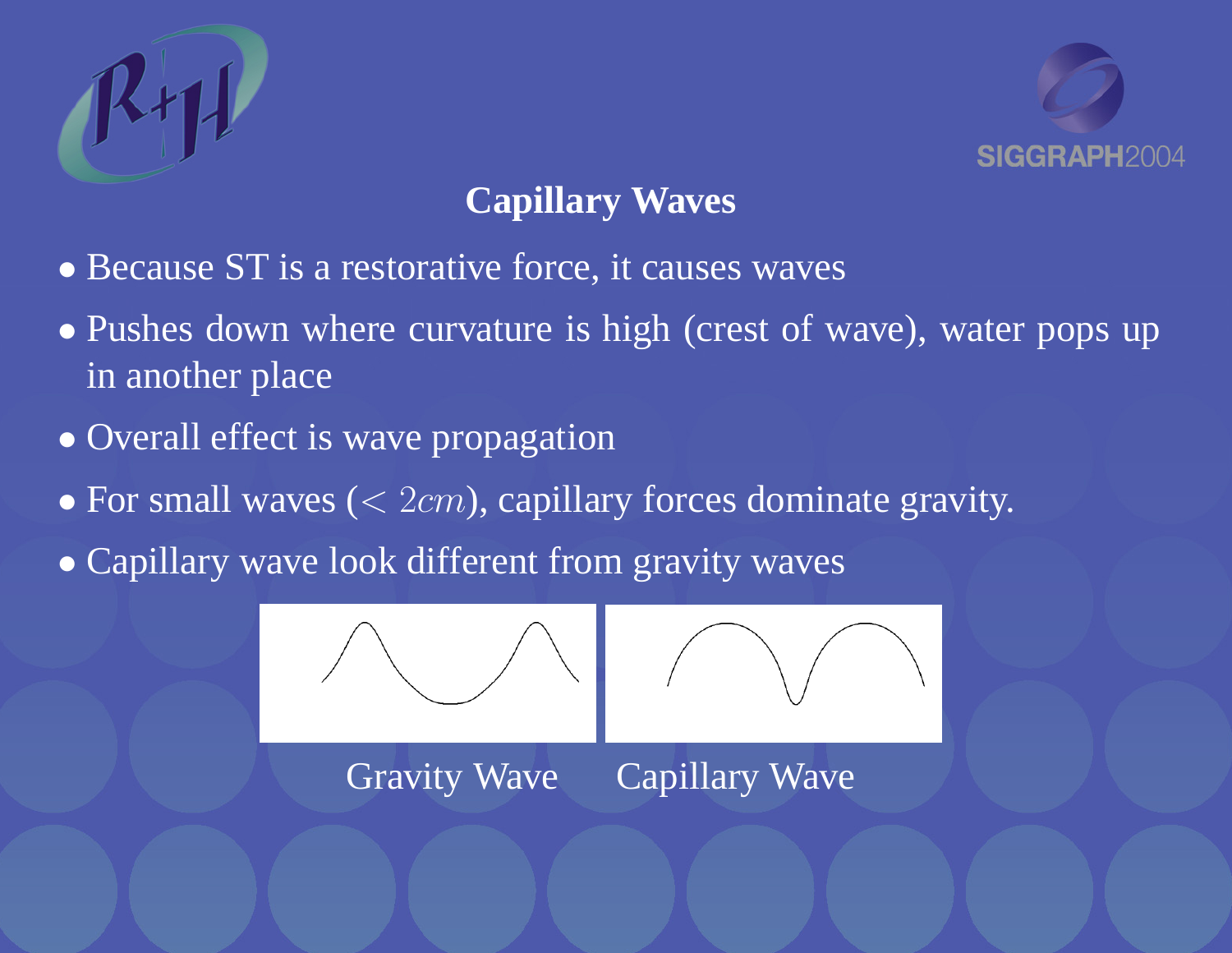## Capillary Waves

- Because ST is a restorative force, it causes waves
- Pushes down where curvature is high (crest of wave), water pops up in another place
- Overall effect is wave propagation
- For small waves ($< 2cm$), capillary forces dominate gravity.
- Capillary wave look different from gravity waves

Gravity Wave Capillary Wave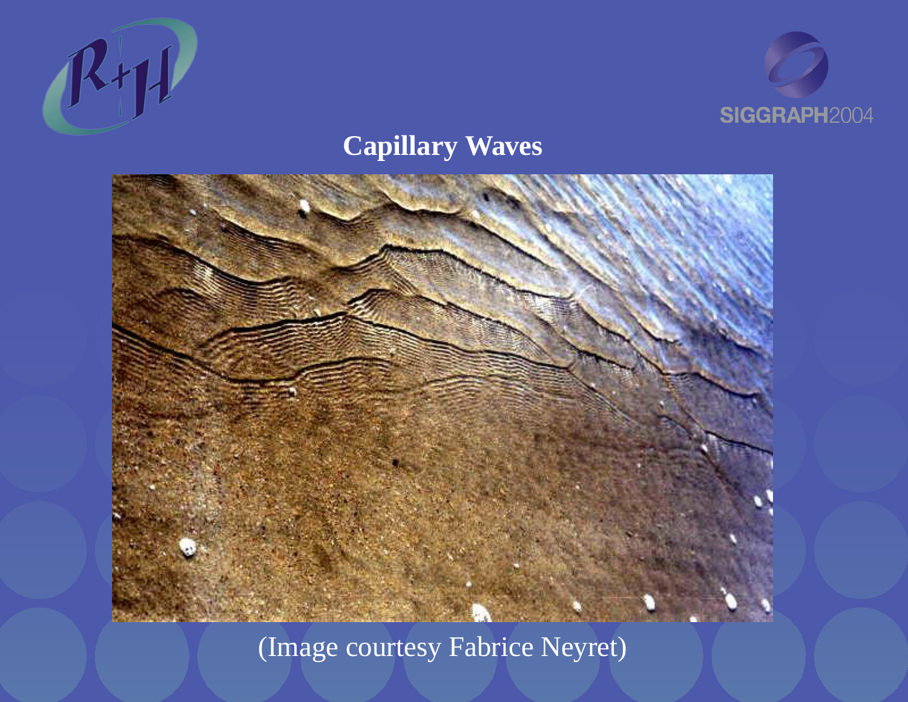# Capillary Waves

(Image courtesy Fabrice Neyret)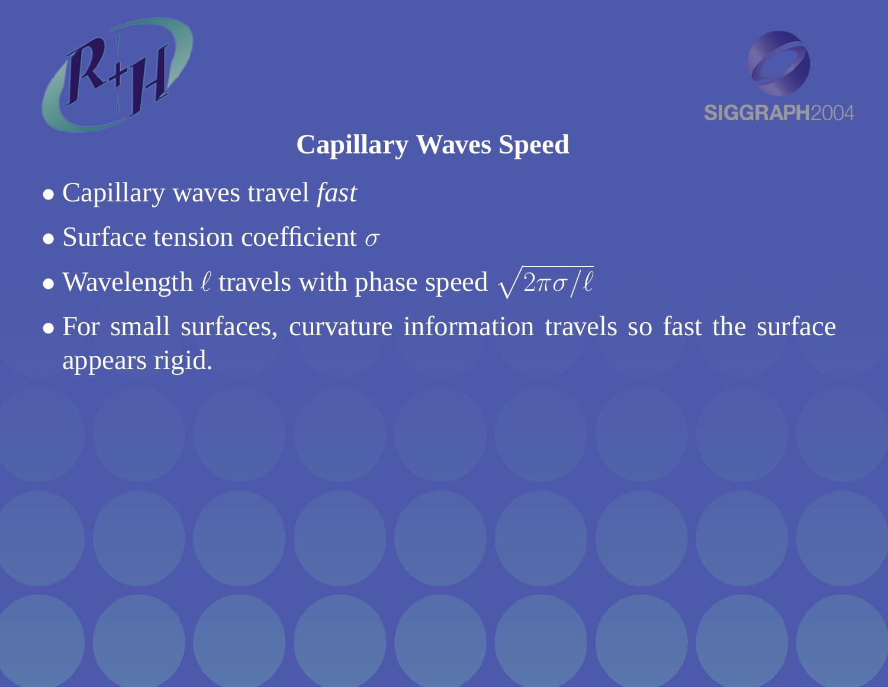## Capillary Waves Speed

- Capillary waves travel *fast*
- Surface tension coefficient $\sigma$
- Wavelength $\ell$ travels with phase speed $\sqrt{2\pi\sigma/\ell}$
- For small surfaces, curvature information travels so fast the surface appears rigid.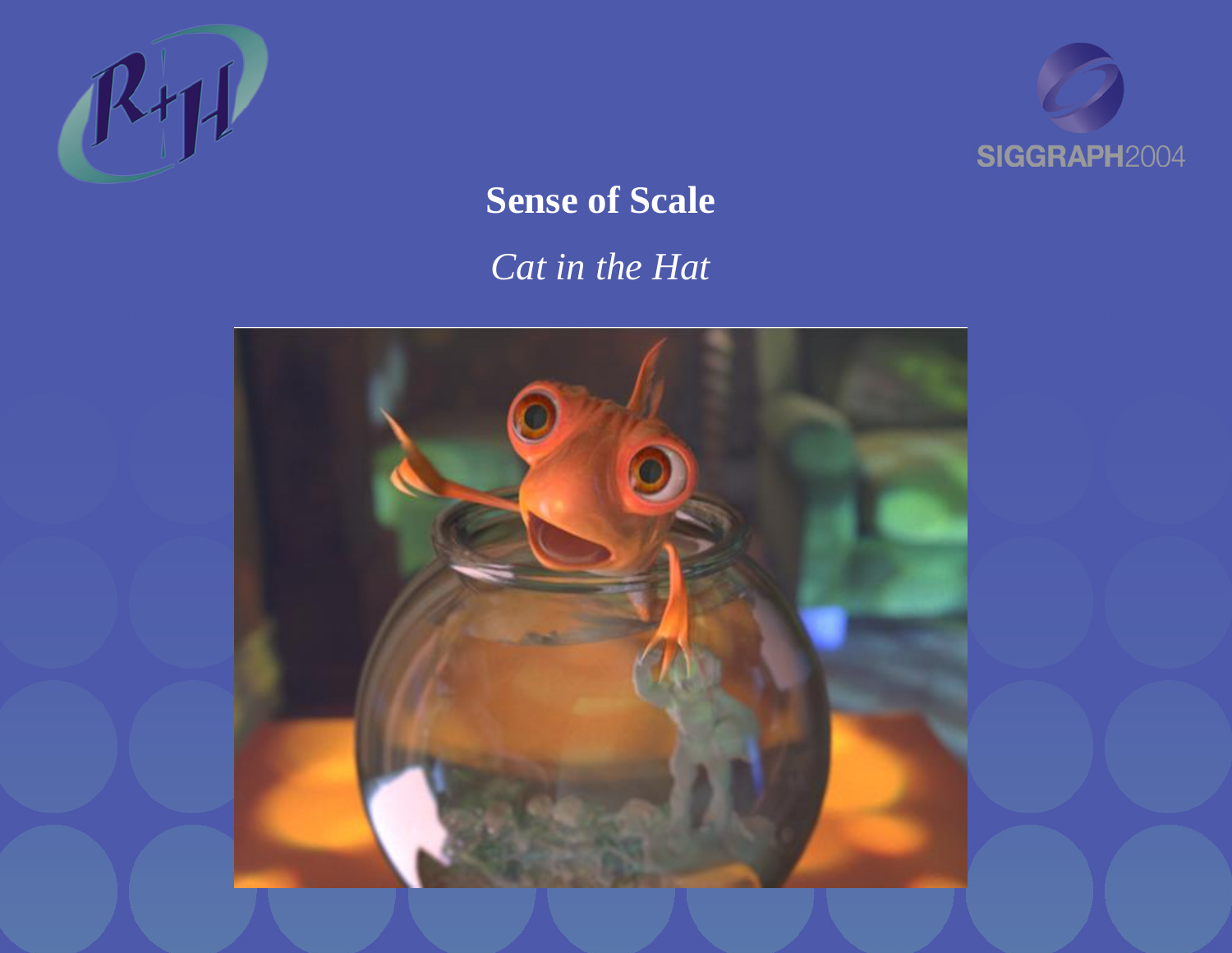# Sense of Scale

*Cat in the Hat*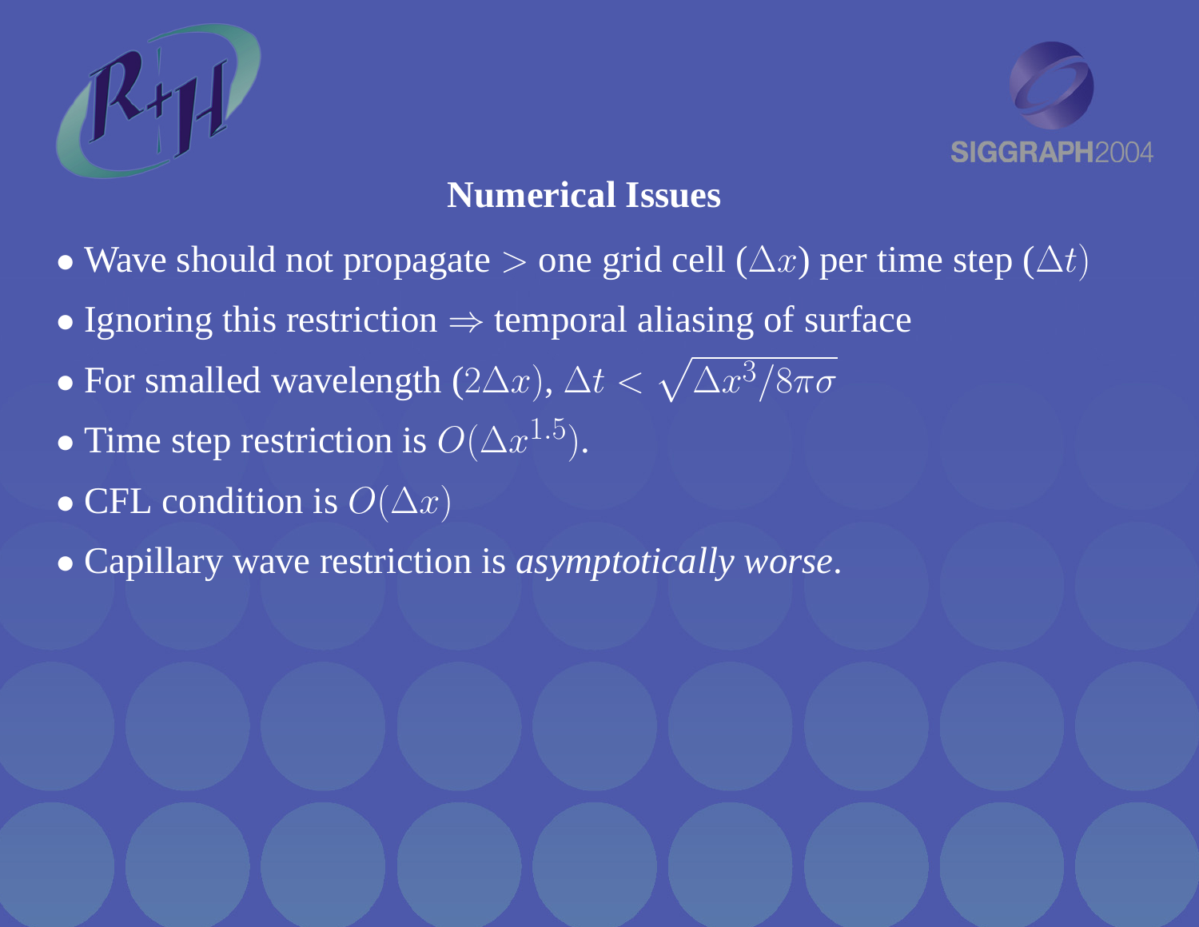## Numerical Issues

- Wave should not propagate $>$ one grid cell ($\Delta x$) per time step ($\Delta t$)
- Ignoring this restriction $\Rightarrow$ temporal aliasing of surface
- For smalled wavelength ($2\Delta x$), $\Delta t < \sqrt{\Delta x^3 / 8\pi\sigma}$
- Time step restriction is $O(\Delta x^{1.5})$.
- CFL condition is $O(\Delta x)$
- Capillary wave restriction is *asymptotically worse*.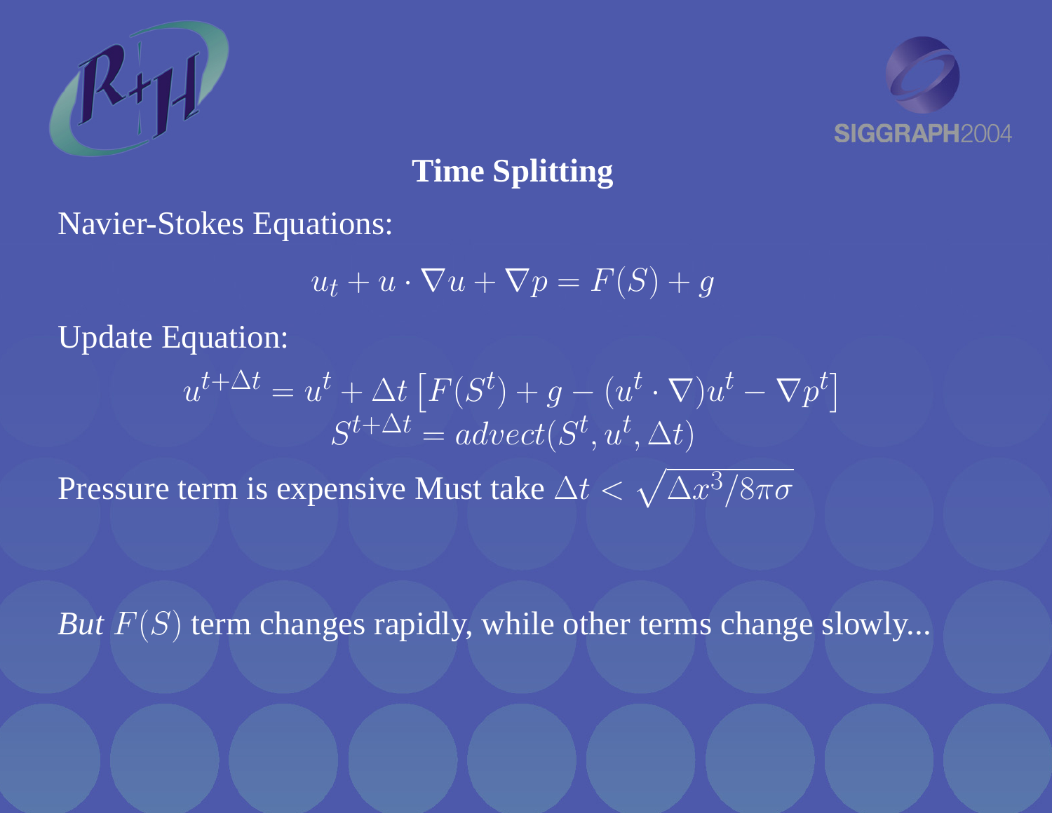# Time Splitting

Navier-Stokes Equations:

$$u_t + u \cdot \nabla u + \nabla p = F(S) + g$$

Update Equation:

$$u^{t+\Delta t} = u^t + \Delta t \left[ F(S^t) + g - (u^t \cdot \nabla) u^t - \nabla p^t \right]$$
$$S^{t+\Delta t} = advect(S^t, u^t, \Delta t)$$

Pressure term is expensive Must take $\Delta t < \sqrt{\Delta x^3 / 8\pi\sigma}$

*But* $F(S)$ term changes rapidly, while other terms change slowly...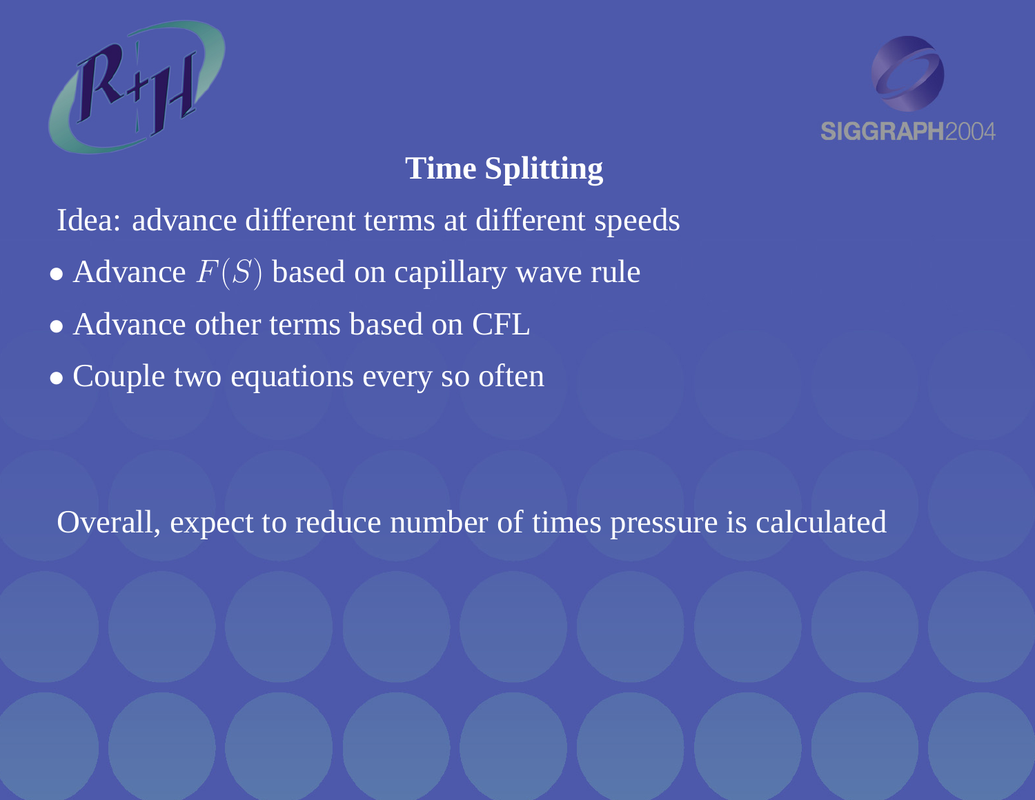## Time Splitting

Idea: advance different terms at different speeds

- Advance $F(S)$ based on capillary wave rule
- Advance other terms based on CFL
- Couple two equations every so often

Overall, expect to reduce number of times pressure is calculated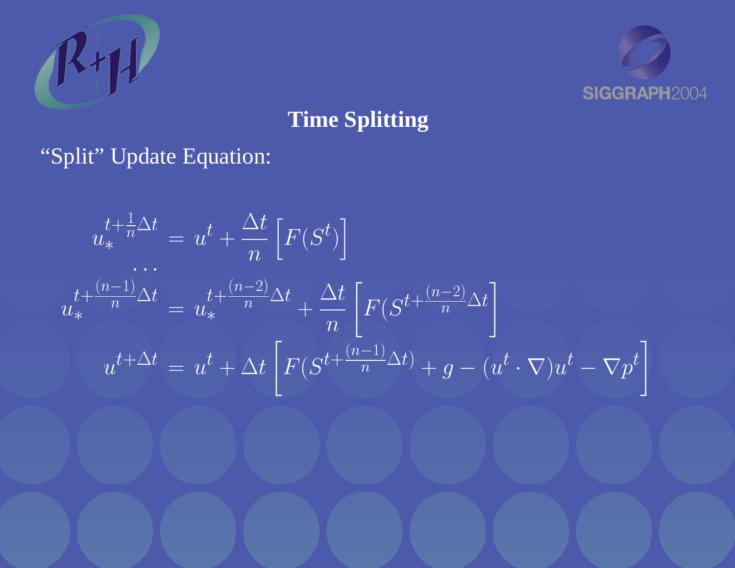## Time Splitting

"Split" Update Equation:

$$
\begin{aligned}
u_*^{t+\frac{1}{n}\Delta t} &= u^t + \frac{\Delta t}{n}\left[F(S^t)\right] \\
&\cdots \\
u_*^{t+\frac{(n-1)}{n}\Delta t} &= u_*^{t+\frac{(n-2)}{n}\Delta t} + \frac{\Delta t}{n}\left[F(S^{t+\frac{(n-2)}{n}\Delta t}\right] \\
u^{t+\Delta t} &= u^t + \Delta t\left[F(S^{t+\frac{(n-1)}{n}\Delta t}) + g - (u^t \cdot \nabla)u^t - \nabla p^t\right]
\end{aligned}
$$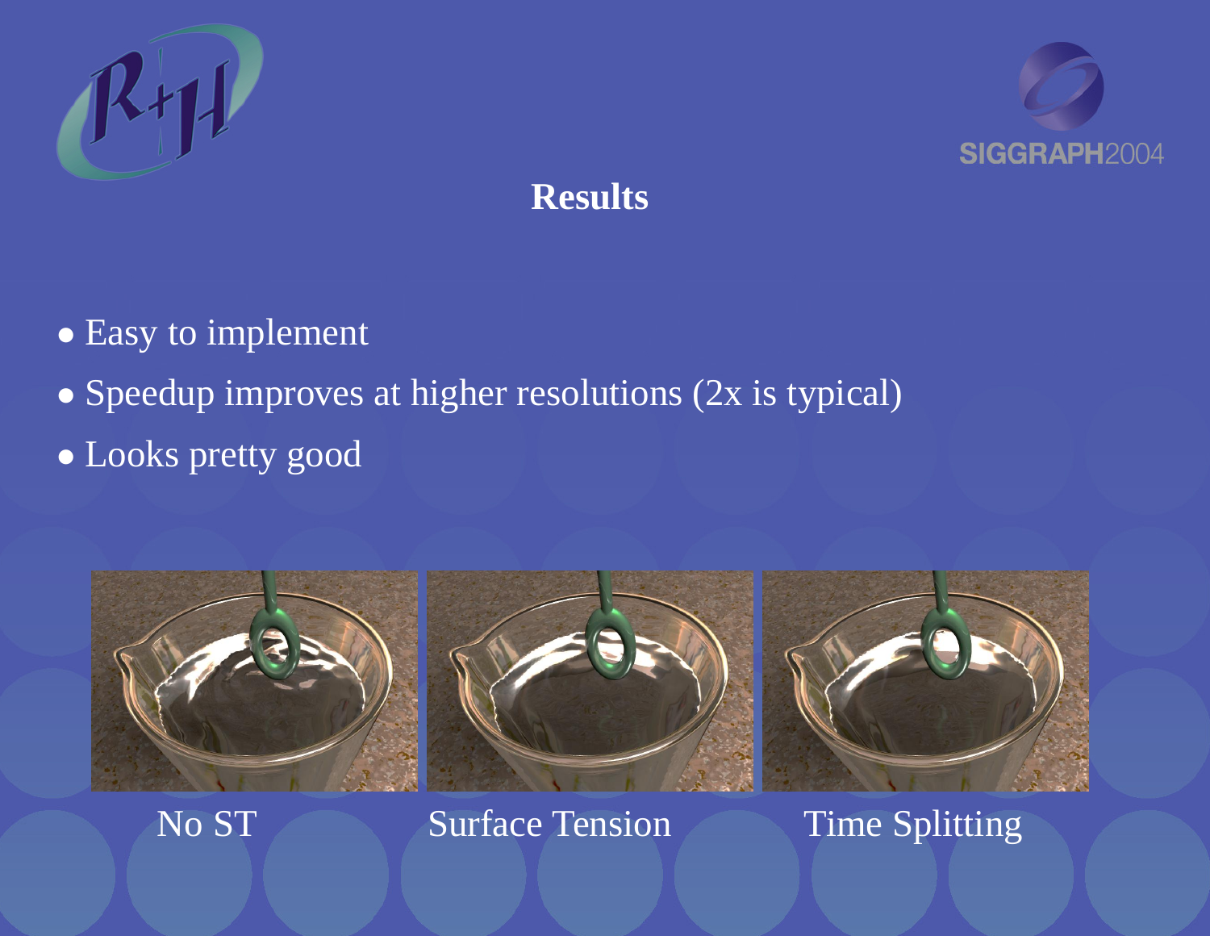# Results

- Easy to implement
- Speedup improves at higher resolutions (2x is typical)
- Looks pretty good

No ST — Surface Tension — Time Splitting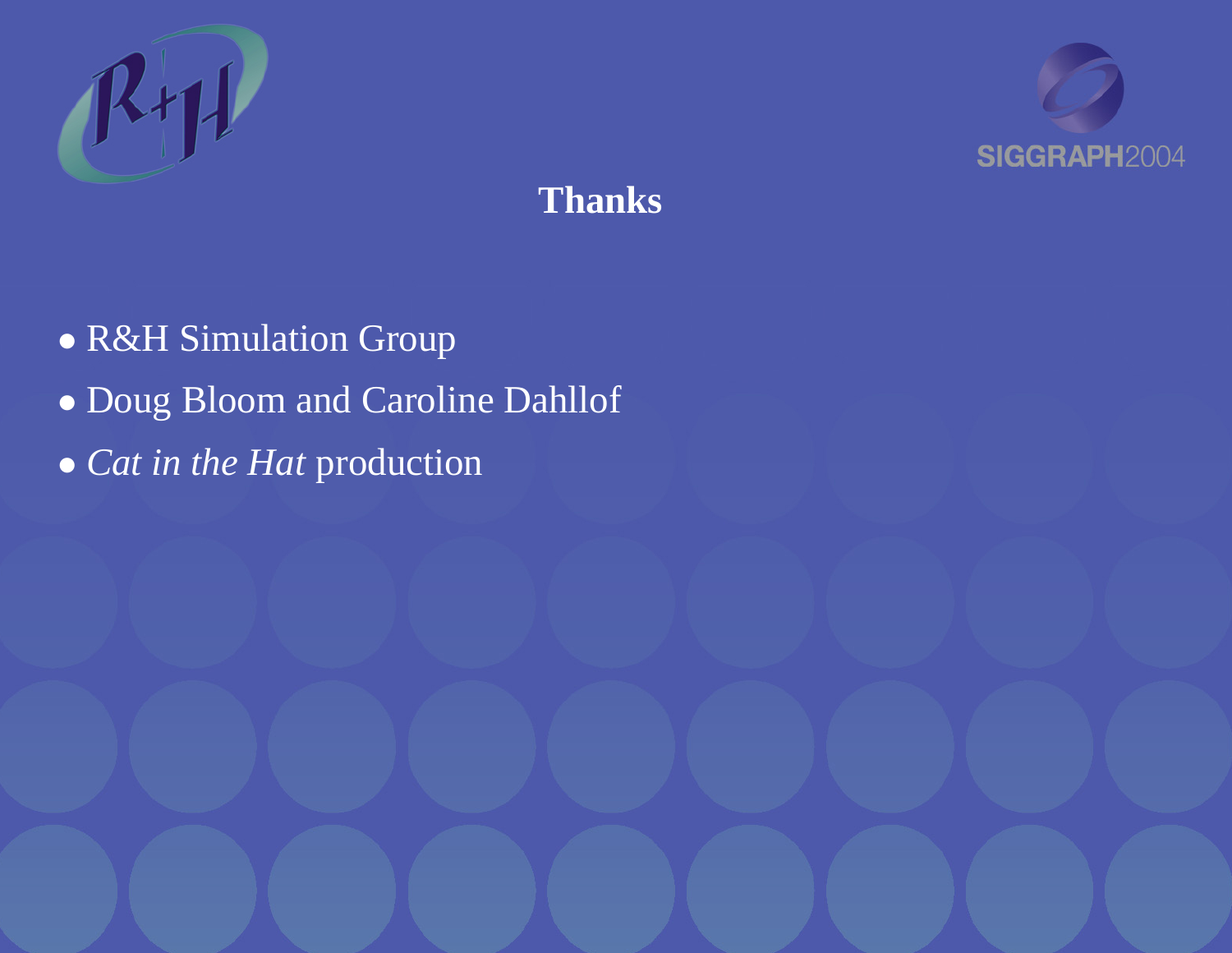## Thanks

- R&H Simulation Group
- Doug Bloom and Caroline Dahllof
- *Cat in the Hat* production